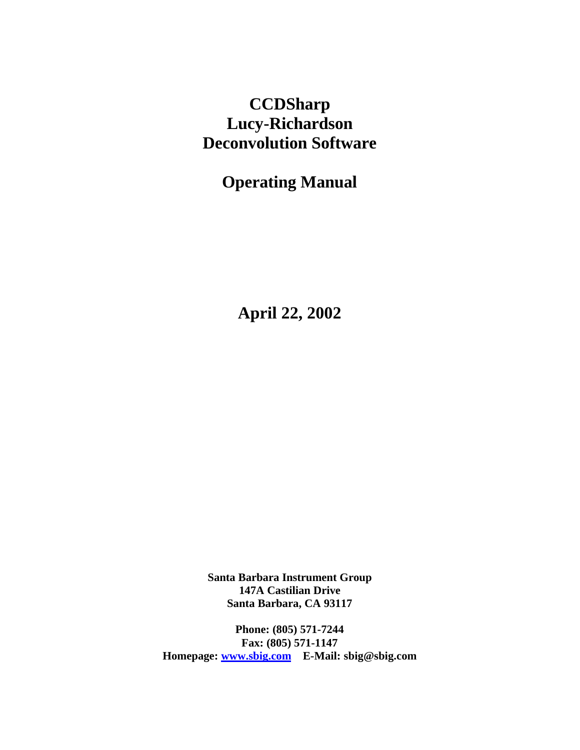# CCDSharp Lucy-Richardson Deconvolution Software

# Operating Manual

**April 22, 2002**

**Santa Barbara Instrument Group**
**147A Castilian Drive**
**Santa Barbara, CA 93117**

**Phone: (805) 571-7244**
**Fax: (805) 571-1147**
**Homepage: www.sbig.com E-Mail: sbig@sbig.com**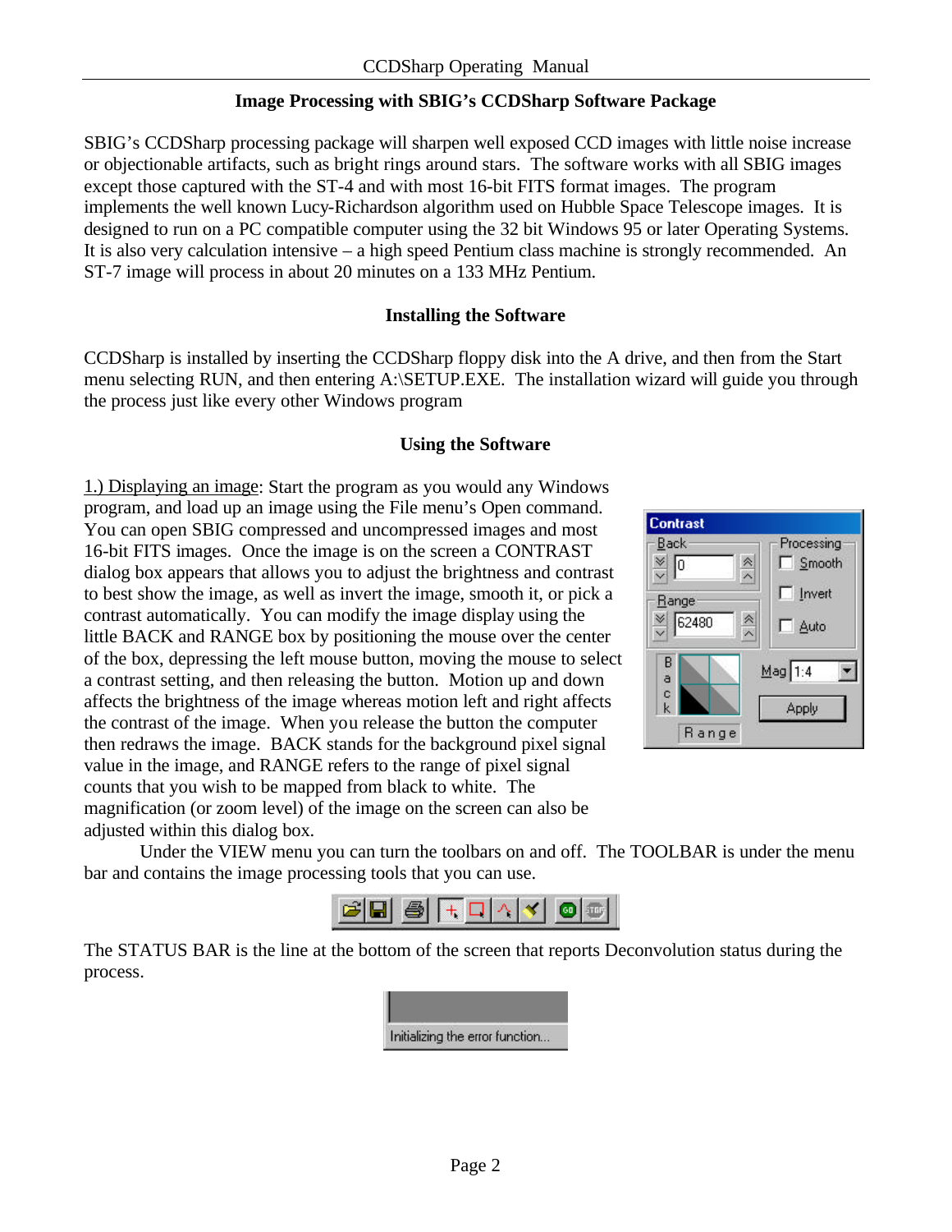## Image Processing with SBIG's CCDSharp Software Package

SBIG's CCDSharp processing package will sharpen well exposed CCD images with little noise increase or objectionable artifacts, such as bright rings around stars. The software works with all SBIG images except those captured with the ST-4 and with most 16-bit FITS format images. The program implements the well known Lucy-Richardson algorithm used on Hubble Space Telescope images. It is designed to run on a PC compatible computer using the 32 bit Windows 95 or later Operating Systems. It is also very calculation intensive – a high speed Pentium class machine is strongly recommended. An ST-7 image will process in about 20 minutes on a 133 MHz Pentium.

### Installing the Software

CCDSharp is installed by inserting the CCDSharp floppy disk into the A drive, and then from the Start menu selecting RUN, and then entering A:\SETUP.EXE. The installation wizard will guide you through the process just like every other Windows program

### Using the Software

1.) Displaying an image: Start the program as you would any Windows program, and load up an image using the File menu's Open command. You can open SBIG compressed and uncompressed images and most 16-bit FITS images. Once the image is on the screen a CONTRAST dialog box appears that allows you to adjust the brightness and contrast to best show the image, as well as invert the image, smooth it, or pick a contrast automatically. You can modify the image display using the little BACK and RANGE box by positioning the mouse over the center of the box, depressing the left mouse button, moving the mouse to select a contrast setting, and then releasing the button. Motion up and down affects the brightness of the image whereas motion left and right affects the contrast of the image. When you release the button the computer then redraws the image. BACK stands for the background pixel signal value in the image, and RANGE refers to the range of pixel signal counts that you wish to be mapped from black to white. The magnification (or zoom level) of the image on the screen can also be adjusted within this dialog box.

Under the VIEW menu you can turn the toolbars on and off. The TOOLBAR is under the menu bar and contains the image processing tools that you can use.

The STATUS BAR is the line at the bottom of the screen that reports Deconvolution status during the process.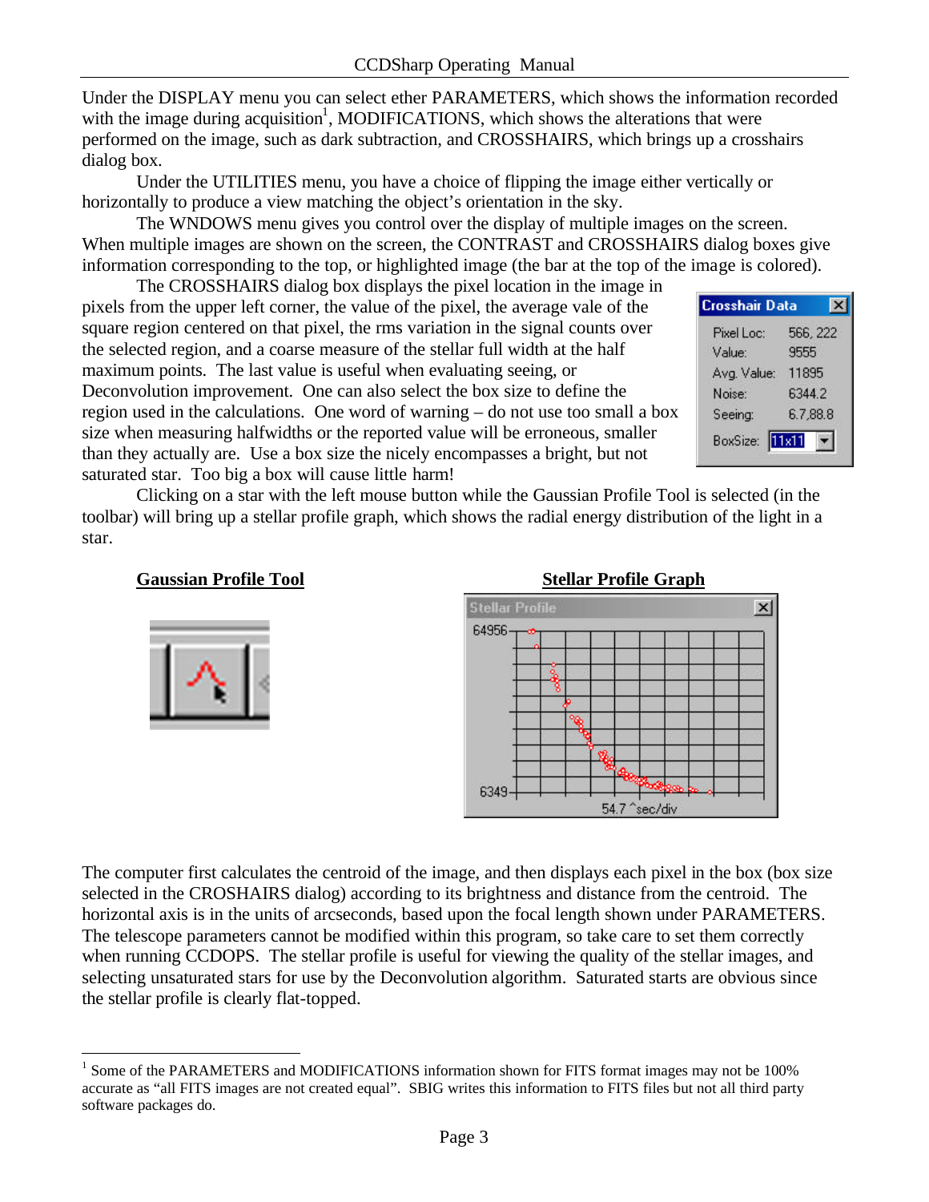Under the DISPLAY menu you can select ether PARAMETERS, which shows the information recorded with the image during acquisition[1], MODIFICATIONS, which shows the alterations that were performed on the image, such as dark subtraction, and CROSSHAIRS, which brings up a crosshairs dialog box.

Under the UTILITIES menu, you have a choice of flipping the image either vertically or horizontally to produce a view matching the object's orientation in the sky.

The WNDOWS menu gives you control over the display of multiple images on the screen. When multiple images are shown on the screen, the CONTRAST and CROSSHAIRS dialog boxes give information corresponding to the top, or highlighted image (the bar at the top of the image is colored).

The CROSSHAIRS dialog box displays the pixel location in the image in pixels from the upper left corner, the value of the pixel, the average vale of the square region centered on that pixel, the rms variation in the signal counts over the selected region, and a coarse measure of the stellar full width at the half maximum points. The last value is useful when evaluating seeing, or Deconvolution improvement. One can also select the box size to define the region used in the calculations. One word of warning – do not use too small a box size when measuring halfwidths or the reported value will be erroneous, smaller than they actually are. Use a box size the nicely encompasses a bright, but not saturated star. Too big a box will cause little harm!

Clicking on a star with the left mouse button while the Gaussian Profile Tool is selected (in the toolbar) will bring up a stellar profile graph, which shows the radial energy distribution of the light in a star.

**Gaussian Profile Tool**

**Stellar Profile Graph**

The computer first calculates the centroid of the image, and then displays each pixel in the box (box size selected in the CROSHAIRS dialog) according to its brightness and distance from the centroid. The horizontal axis is in the units of arcseconds, based upon the focal length shown under PARAMETERS. The telescope parameters cannot be modified within this program, so take care to set them correctly when running CCDOPS. The stellar profile is useful for viewing the quality of the stellar images, and selecting unsaturated stars for use by the Deconvolution algorithm. Saturated starts are obvious since the stellar profile is clearly flat-topped.

[1] Some of the PARAMETERS and MODIFICATIONS information shown for FITS format images may not be 100% accurate as "all FITS images are not created equal". SBIG writes this information to FITS files but not all third party software packages do.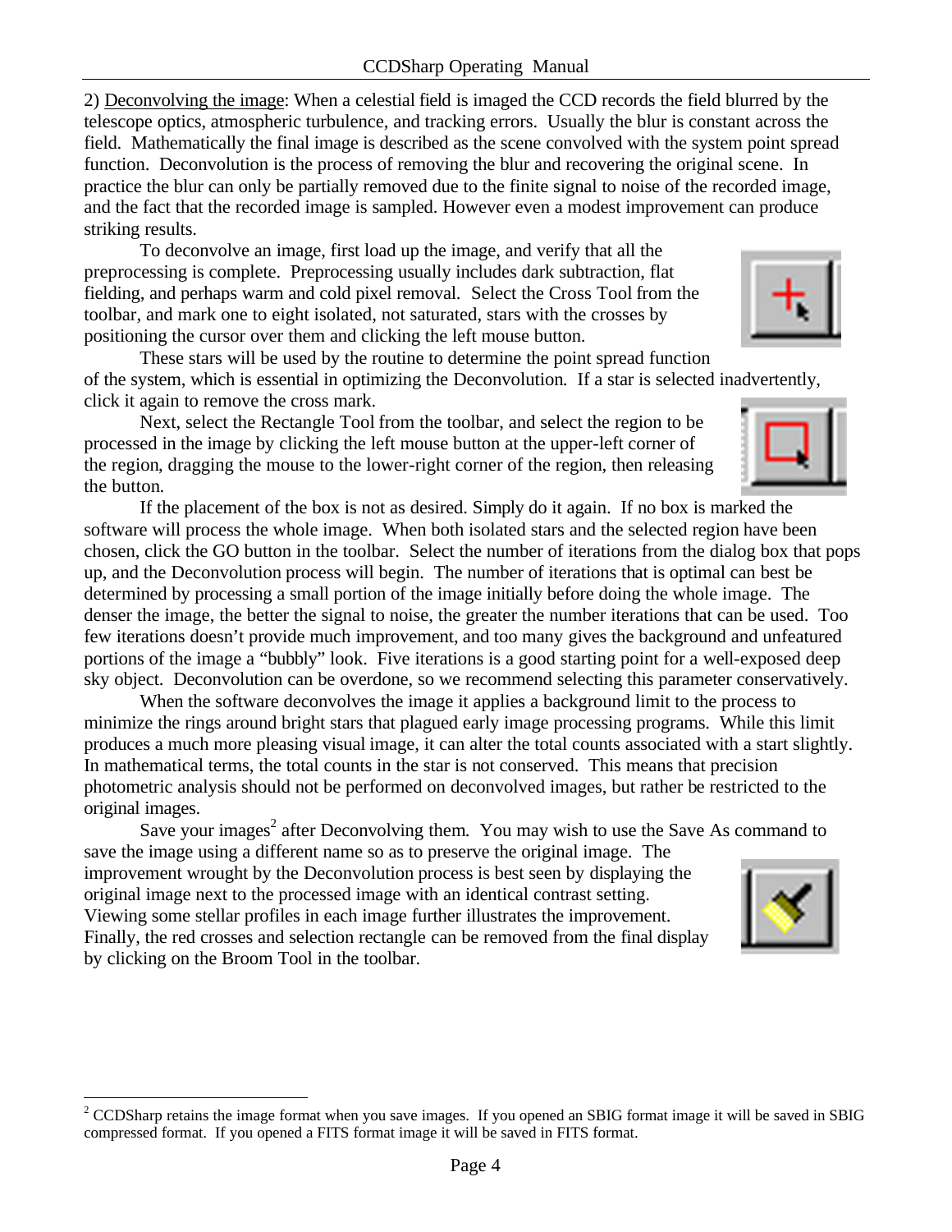2) <u>Deconvolving the image</u>: When a celestial field is imaged the CCD records the field blurred by the telescope optics, atmospheric turbulence, and tracking errors. Usually the blur is constant across the field. Mathematically the final image is described as the scene convolved with the system point spread function. Deconvolution is the process of removing the blur and recovering the original scene. In practice the blur can only be partially removed due to the finite signal to noise of the recorded image, and the fact that the recorded image is sampled. However even a modest improvement can produce striking results.

To deconvolve an image, first load up the image, and verify that all the preprocessing is complete. Preprocessing usually includes dark subtraction, flat fielding, and perhaps warm and cold pixel removal. Select the Cross Tool from the toolbar, and mark one to eight isolated, not saturated, stars with the crosses by positioning the cursor over them and clicking the left mouse button.

These stars will be used by the routine to determine the point spread function of the system, which is essential in optimizing the Deconvolution. If a star is selected inadvertently, click it again to remove the cross mark.

Next, select the Rectangle Tool from the toolbar, and select the region to be processed in the image by clicking the left mouse button at the upper-left corner of the region, dragging the mouse to the lower-right corner of the region, then releasing the button.

If the placement of the box is not as desired. Simply do it again. If no box is marked the software will process the whole image. When both isolated stars and the selected region have been chosen, click the GO button in the toolbar. Select the number of iterations from the dialog box that pops up, and the Deconvolution process will begin. The number of iterations that is optimal can best be determined by processing a small portion of the image initially before doing the whole image. The denser the image, the better the signal to noise, the greater the number iterations that can be used. Too few iterations doesn't provide much improvement, and too many gives the background and unfeatured portions of the image a "bubbly" look. Five iterations is a good starting point for a well-exposed deep sky object. Deconvolution can be overdone, so we recommend selecting this parameter conservatively.

When the software deconvolves the image it applies a background limit to the process to minimize the rings around bright stars that plagued early image processing programs. While this limit produces a much more pleasing visual image, it can alter the total counts associated with a start slightly. In mathematical terms, the total counts in the star is not conserved. This means that precision photometric analysis should not be performed on deconvolved images, but rather be restricted to the original images.

Save your images[2] after Deconvolving them. You may wish to use the Save As command to save the image using a different name so as to preserve the original image. The improvement wrought by the Deconvolution process is best seen by displaying the original image next to the processed image with an identical contrast setting. Viewing some stellar profiles in each image further illustrates the improvement. Finally, the red crosses and selection rectangle can be removed from the final display by clicking on the Broom Tool in the toolbar.

---

[2] CCDSharp retains the image format when you save images. If you opened an SBIG format image it will be saved in SBIG compressed format. If you opened a FITS format image it will be saved in FITS format.